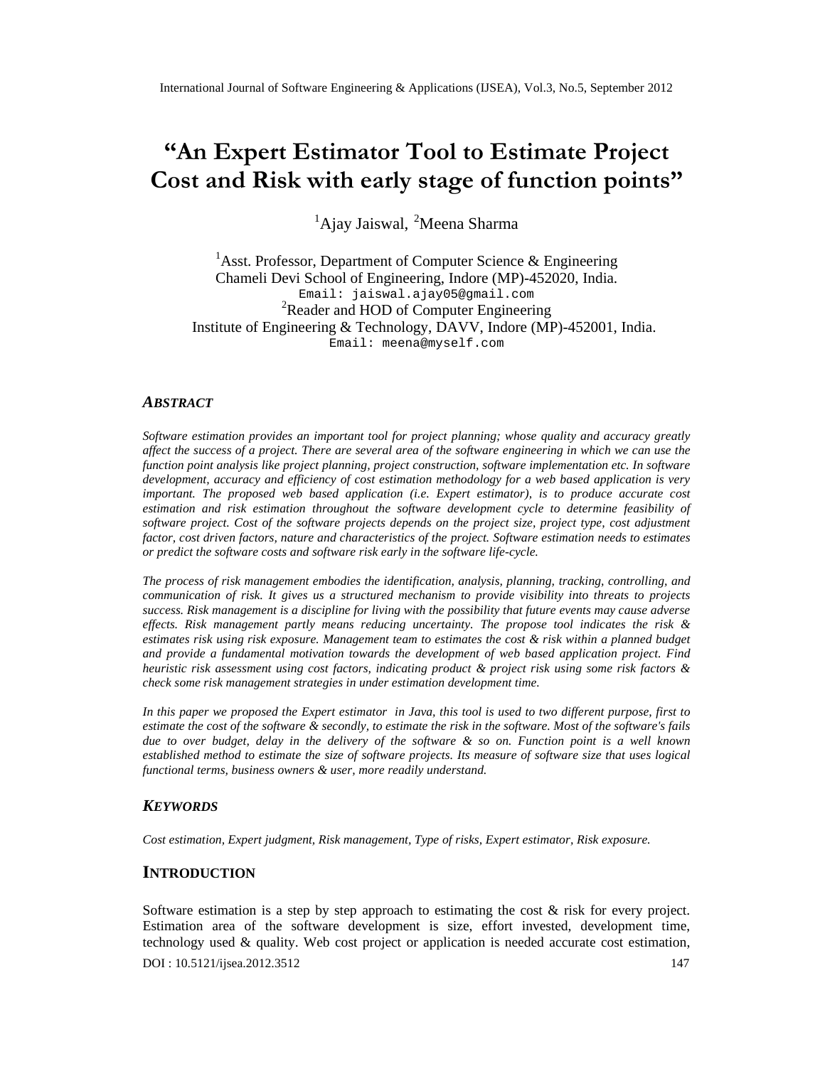# "An Expert Estimator Tool to Estimate Project Cost and Risk with early stage of function points"

[1]Ajay Jaiswal, [2]Meena Sharma

[1]Asst. Professor, Department of Computer Science & Engineering
Chameli Devi School of Engineering, Indore (MP)-452020, India.
Email: jaiswal.ajay05@gmail.com
[2]Reader and HOD of Computer Engineering
Institute of Engineering & Technology, DAVV, Indore (MP)-452001, India.
Email: meena@myself.com

## *ABSTRACT*

*Software estimation provides an important tool for project planning; whose quality and accuracy greatly affect the success of a project. There are several area of the software engineering in which we can use the function point analysis like project planning, project construction, software implementation etc. In software development, accuracy and efficiency of cost estimation methodology for a web based application is very important. The proposed web based application (i.e. Expert estimator), is to produce accurate cost estimation and risk estimation throughout the software development cycle to determine feasibility of software project. Cost of the software projects depends on the project size, project type, cost adjustment factor, cost driven factors, nature and characteristics of the project. Software estimation needs to estimates or predict the software costs and software risk early in the software life-cycle.*

*The process of risk management embodies the identification, analysis, planning, tracking, controlling, and communication of risk. It gives us a structured mechanism to provide visibility into threats to projects success. Risk management is a discipline for living with the possibility that future events may cause adverse effects. Risk management partly means reducing uncertainty. The propose tool indicates the risk & estimates risk using risk exposure. Management team to estimates the cost & risk within a planned budget and provide a fundamental motivation towards the development of web based application project. Find heuristic risk assessment using cost factors, indicating product & project risk using some risk factors & check some risk management strategies in under estimation development time.*

*In this paper we proposed the Expert estimator in Java, this tool is used to two different purpose, first to estimate the cost of the software & secondly, to estimate the risk in the software. Most of the software's fails due to over budget, delay in the delivery of the software & so on. Function point is a well known established method to estimate the size of software projects. Its measure of software size that uses logical functional terms, business owners & user, more readily understand.*

## *KEYWORDS*

*Cost estimation, Expert judgment, Risk management, Type of risks, Expert estimator, Risk exposure.*

## INTRODUCTION

Software estimation is a step by step approach to estimating the cost & risk for every project. Estimation area of the software development is size, effort invested, development time, technology used & quality. Web cost project or application is needed accurate cost estimation,

DOI : 10.5121/ijsea.2012.3512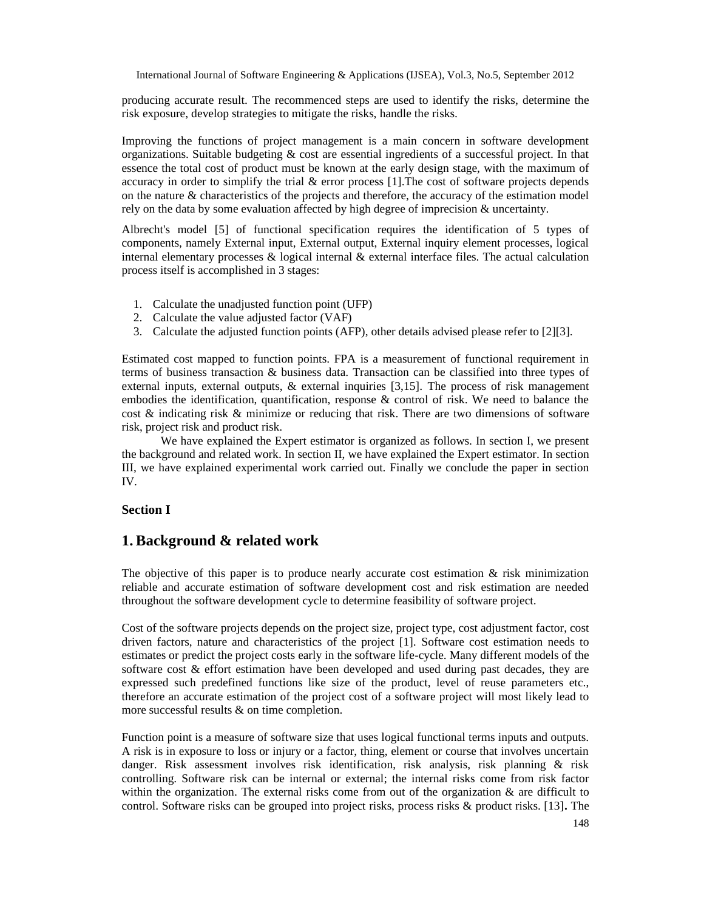producing accurate result. The recommenced steps are used to identify the risks, determine the risk exposure, develop strategies to mitigate the risks, handle the risks.

Improving the functions of project management is a main concern in software development organizations. Suitable budgeting & cost are essential ingredients of a successful project. In that essence the total cost of product must be known at the early design stage, with the maximum of accuracy in order to simplify the trial & error process [1].The cost of software projects depends on the nature & characteristics of the projects and therefore, the accuracy of the estimation model rely on the data by some evaluation affected by high degree of imprecision & uncertainty.

Albrecht's model [5] of functional specification requires the identification of 5 types of components, namely External input, External output, External inquiry element processes, logical internal elementary processes & logical internal & external interface files. The actual calculation process itself is accomplished in 3 stages:

1. Calculate the unadjusted function point (UFP)
2. Calculate the value adjusted factor (VAF)
3. Calculate the adjusted function points (AFP), other details advised please refer to [2][3].

Estimated cost mapped to function points. FPA is a measurement of functional requirement in terms of business transaction & business data. Transaction can be classified into three types of external inputs, external outputs, & external inquiries [3,15]. The process of risk management embodies the identification, quantification, response & control of risk. We need to balance the cost & indicating risk & minimize or reducing that risk. There are two dimensions of software risk, project risk and product risk.

We have explained the Expert estimator is organized as follows. In section I, we present the background and related work. In section II, we have explained the Expert estimator. In section III, we have explained experimental work carried out. Finally we conclude the paper in section IV.

**Section I**

## 1. Background & related work

The objective of this paper is to produce nearly accurate cost estimation & risk minimization reliable and accurate estimation of software development cost and risk estimation are needed throughout the software development cycle to determine feasibility of software project.

Cost of the software projects depends on the project size, project type, cost adjustment factor, cost driven factors, nature and characteristics of the project [1]. Software cost estimation needs to estimates or predict the project costs early in the software life-cycle. Many different models of the software cost & effort estimation have been developed and used during past decades, they are expressed such predefined functions like size of the product, level of reuse parameters etc., therefore an accurate estimation of the project cost of a software project will most likely lead to more successful results & on time completion.

Function point is a measure of software size that uses logical functional terms inputs and outputs. A risk is in exposure to loss or injury or a factor, thing, element or course that involves uncertain danger. Risk assessment involves risk identification, risk analysis, risk planning & risk controlling. Software risk can be internal or external; the internal risks come from risk factor within the organization. The external risks come from out of the organization & are difficult to control. Software risks can be grouped into project risks, process risks & product risks. [13]**.** The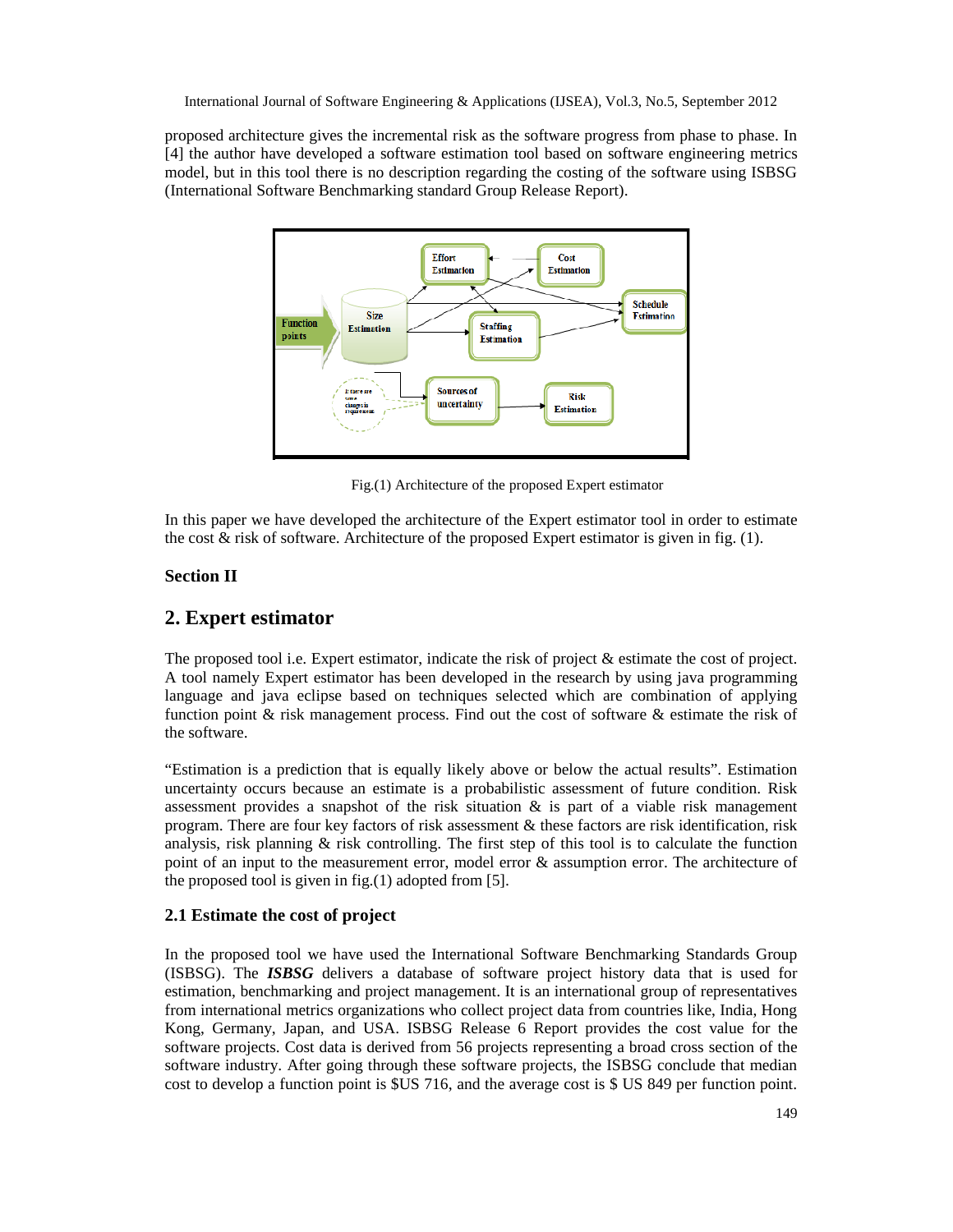proposed architecture gives the incremental risk as the software progress from phase to phase. In [4] the author have developed a software estimation tool based on software engineering metrics model, but in this tool there is no description regarding the costing of the software using ISBSG (International Software Benchmarking standard Group Release Report).

Fig.(1) Architecture of the proposed Expert estimator

In this paper we have developed the architecture of the Expert estimator tool in order to estimate the cost & risk of software. Architecture of the proposed Expert estimator is given in fig. (1).

**Section II**

## 2. Expert estimator

The proposed tool i.e. Expert estimator, indicate the risk of project & estimate the cost of project. A tool namely Expert estimator has been developed in the research by using java programming language and java eclipse based on techniques selected which are combination of applying function point & risk management process. Find out the cost of software & estimate the risk of the software.

"Estimation is a prediction that is equally likely above or below the actual results". Estimation uncertainty occurs because an estimate is a probabilistic assessment of future condition. Risk assessment provides a snapshot of the risk situation & is part of a viable risk management program. There are four key factors of risk assessment & these factors are risk identification, risk analysis, risk planning & risk controlling. The first step of this tool is to calculate the function point of an input to the measurement error, model error & assumption error. The architecture of the proposed tool is given in fig.(1) adopted from [5].

### 2.1 Estimate the cost of project

In the proposed tool we have used the International Software Benchmarking Standards Group (ISBSG). The ***ISBSG*** delivers a database of software project history data that is used for estimation, benchmarking and project management. It is an international group of representatives from international metrics organizations who collect project data from countries like, India, Hong Kong, Germany, Japan, and USA. ISBSG Release 6 Report provides the cost value for the software projects. Cost data is derived from 56 projects representing a broad cross section of the software industry. After going through these software projects, the ISBSG conclude that median cost to develop a function point is $US 716, and the average cost is $ US 849 per function point.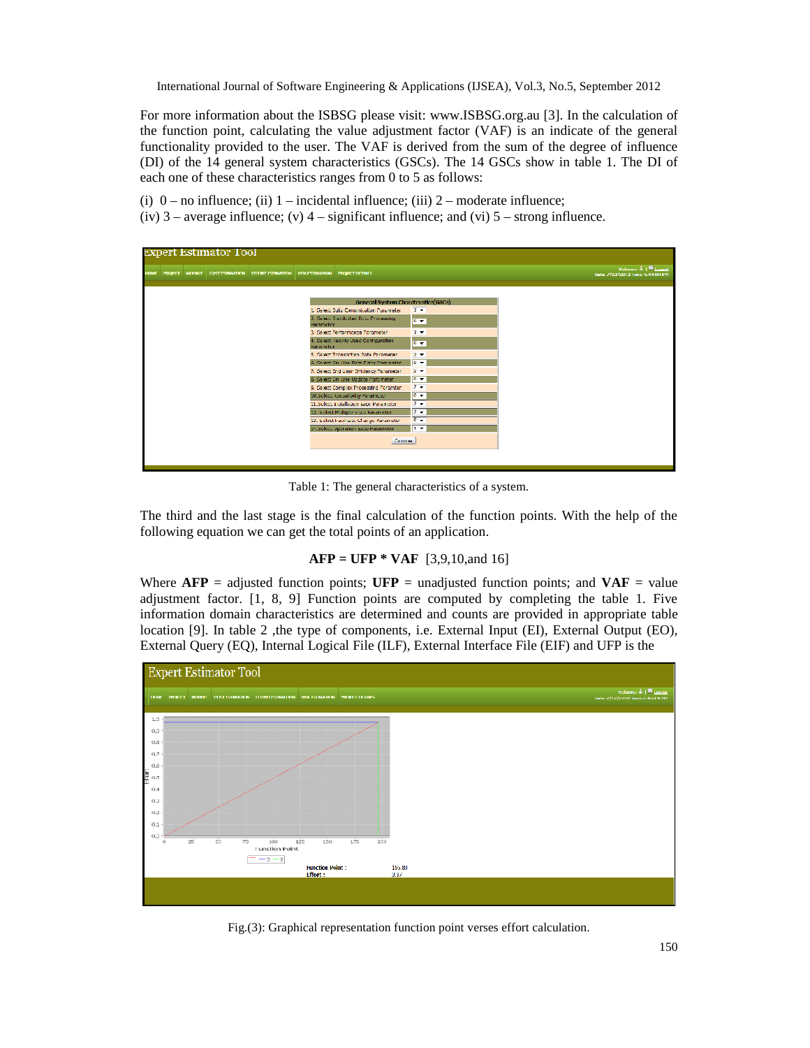For more information about the ISBSG please visit: www.ISBSG.org.au [3]. In the calculation of the function point, calculating the value adjustment factor (VAF) is an indicate of the general functionality provided to the user. The VAF is derived from the sum of the degree of influence (DI) of the 14 general system characteristics (GSCs). The 14 GSCs show in table 1. The DI of each one of these characteristics ranges from 0 to 5 as follows:

(i) 0 – no influence; (ii) 1 – incidental influence; (iii) 2 – moderate influence;
(iv) 3 – average influence; (v) 4 – significant influence; and (vi) 5 – strong influence.

Table 1: The general characteristics of a system.

The third and the last stage is the final calculation of the function points. With the help of the following equation we can get the total points of an application.

**AFP = UFP * VAF** [3,9,10,and 16]

Where **AFP** = adjusted function points; **UFP** = unadjusted function points; and **VAF** = value adjustment factor. [1, 8, 9] Function points are computed by completing the table 1. Five information domain characteristics are determined and counts are provided in appropriate table location [9]. In table 2 ,the type of components, i.e. External Input (EI), External Output (EO), External Query (EQ), Internal Logical File (ILF), External Interface File (EIF) and UFP is the

Fig.(3): Graphical representation function point verses effort calculation.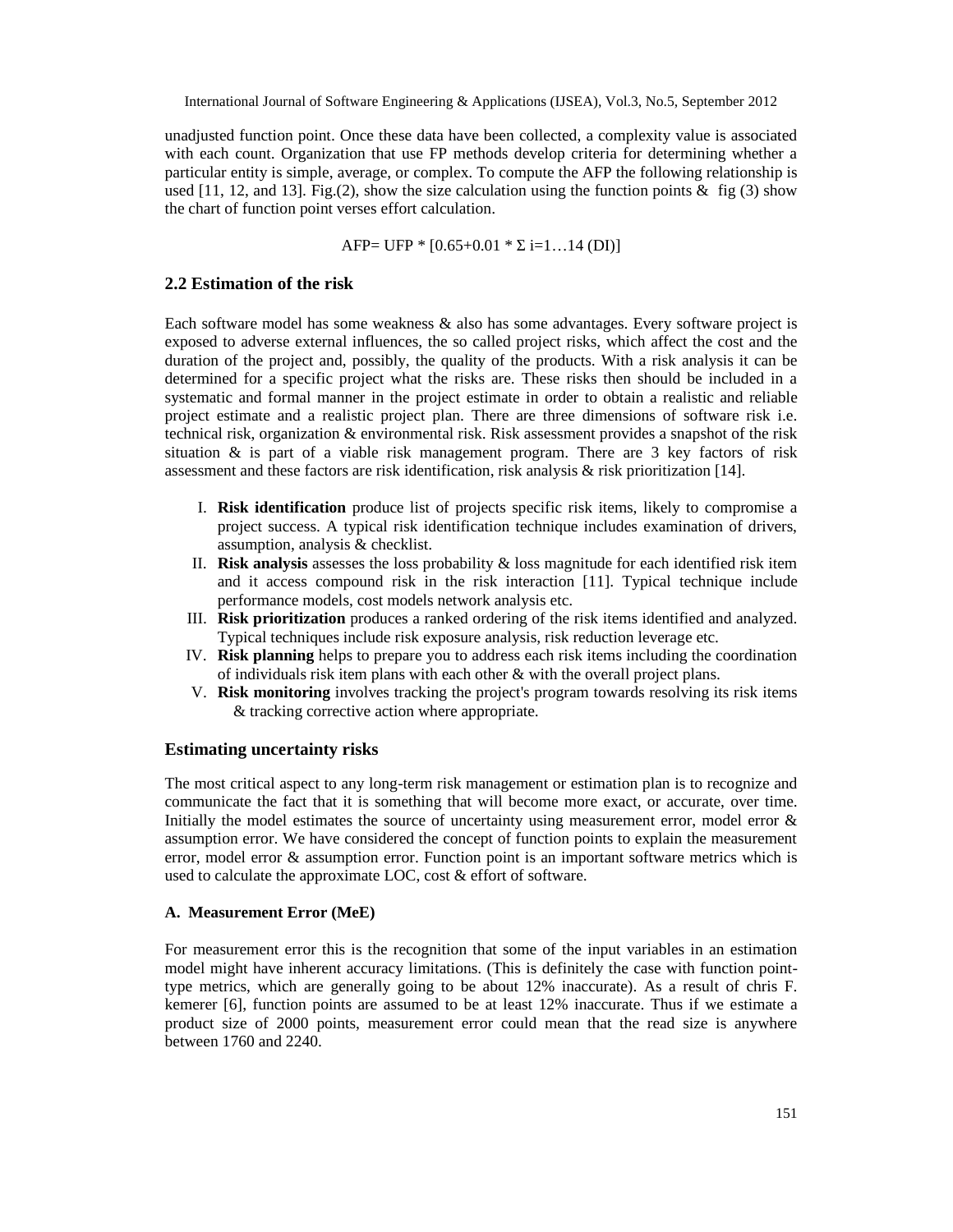unadjusted function point. Once these data have been collected, a complexity value is associated with each count. Organization that use FP methods develop criteria for determining whether a particular entity is simple, average, or complex. To compute the AFP the following relationship is used [11, 12, and 13]. Fig.(2), show the size calculation using the function points & fig (3) show the chart of function point verses effort calculation.

$$AFP = UFP * [0.65+0.01 * \Sigma_{i=1 \ldots 14} (DI)]$$

## 2.2 Estimation of the risk

Each software model has some weakness & also has some advantages. Every software project is exposed to adverse external influences, the so called project risks, which affect the cost and the duration of the project and, possibly, the quality of the products. With a risk analysis it can be determined for a specific project what the risks are. These risks then should be included in a systematic and formal manner in the project estimate in order to obtain a realistic and reliable project estimate and a realistic project plan. There are three dimensions of software risk i.e. technical risk, organization & environmental risk. Risk assessment provides a snapshot of the risk situation & is part of a viable risk management program. There are 3 key factors of risk assessment and these factors are risk identification, risk analysis & risk prioritization [14].

I. **Risk identification** produce list of projects specific risk items, likely to compromise a project success. A typical risk identification technique includes examination of drivers, assumption, analysis & checklist.
II. **Risk analysis** assesses the loss probability & loss magnitude for each identified risk item and it access compound risk in the risk interaction [11]. Typical technique include performance models, cost models network analysis etc.
III. **Risk prioritization** produces a ranked ordering of the risk items identified and analyzed. Typical techniques include risk exposure analysis, risk reduction leverage etc.
IV. **Risk planning** helps to prepare you to address each risk items including the coordination of individuals risk item plans with each other & with the overall project plans.
V. **Risk monitoring** involves tracking the project's program towards resolving its risk items & tracking corrective action where appropriate.

### Estimating uncertainty risks

The most critical aspect to any long-term risk management or estimation plan is to recognize and communicate the fact that it is something that will become more exact, or accurate, over time. Initially the model estimates the source of uncertainty using measurement error, model error & assumption error. We have considered the concept of function points to explain the measurement error, model error & assumption error. Function point is an important software metrics which is used to calculate the approximate LOC, cost & effort of software.

#### A. Measurement Error (MeE)

For measurement error this is the recognition that some of the input variables in an estimation model might have inherent accuracy limitations. (This is definitely the case with function point-type metrics, which are generally going to be about 12% inaccurate). As a result of chris F. kemerer [6], function points are assumed to be at least 12% inaccurate. Thus if we estimate a product size of 2000 points, measurement error could mean that the read size is anywhere between 1760 and 2240.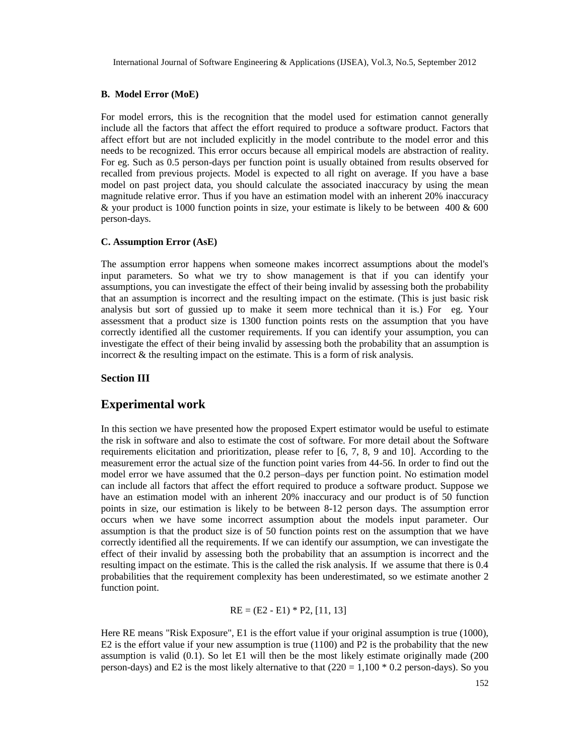### B. Model Error (MoE)

For model errors, this is the recognition that the model used for estimation cannot generally include all the factors that affect the effort required to produce a software product. Factors that affect effort but are not included explicitly in the model contribute to the model error and this needs to be recognized. This error occurs because all empirical models are abstraction of reality. For eg. Such as 0.5 person-days per function point is usually obtained from results observed for recalled from previous projects. Model is expected to all right on average. If you have a base model on past project data, you should calculate the associated inaccuracy by using the mean magnitude relative error. Thus if you have an estimation model with an inherent 20% inaccuracy & your product is 1000 function points in size, your estimate is likely to be between 400 & 600 person-days.

### C. Assumption Error (AsE)

The assumption error happens when someone makes incorrect assumptions about the model's input parameters. So what we try to show management is that if you can identify your assumptions, you can investigate the effect of their being invalid by assessing both the probability that an assumption is incorrect and the resulting impact on the estimate. (This is just basic risk analysis but sort of gussied up to make it seem more technical than it is.) For eg. Your assessment that a product size is 1300 function points rests on the assumption that you have correctly identified all the customer requirements. If you can identify your assumption, you can investigate the effect of their being invalid by assessing both the probability that an assumption is incorrect & the resulting impact on the estimate. This is a form of risk analysis.

## Section III

## Experimental work

In this section we have presented how the proposed Expert estimator would be useful to estimate the risk in software and also to estimate the cost of software. For more detail about the Software requirements elicitation and prioritization, please refer to [6, 7, 8, 9 and 10]. According to the measurement error the actual size of the function point varies from 44-56. In order to find out the model error we have assumed that the 0.2 person–days per function point. No estimation model can include all factors that affect the effort required to produce a software product. Suppose we have an estimation model with an inherent 20% inaccuracy and our product is of 50 function points in size, our estimation is likely to be between 8-12 person days. The assumption error occurs when we have some incorrect assumption about the models input parameter. Our assumption is that the product size is of 50 function points rest on the assumption that we have correctly identified all the requirements. If we can identify our assumption, we can investigate the effect of their invalid by assessing both the probability that an assumption is incorrect and the resulting impact on the estimate. This is the called the risk analysis. If we assume that there is 0.4 probabilities that the requirement complexity has been underestimated, so we estimate another 2 function point.

$$RE = (E2 - E1) * P2, [11, 13]$$

Here RE means "Risk Exposure", E1 is the effort value if your original assumption is true (1000), E2 is the effort value if your new assumption is true (1100) and P2 is the probability that the new assumption is valid (0.1). So let E1 will then be the most likely estimate originally made (200 person-days) and E2 is the most likely alternative to that (220 = 1,100 * 0.2 person-days). So you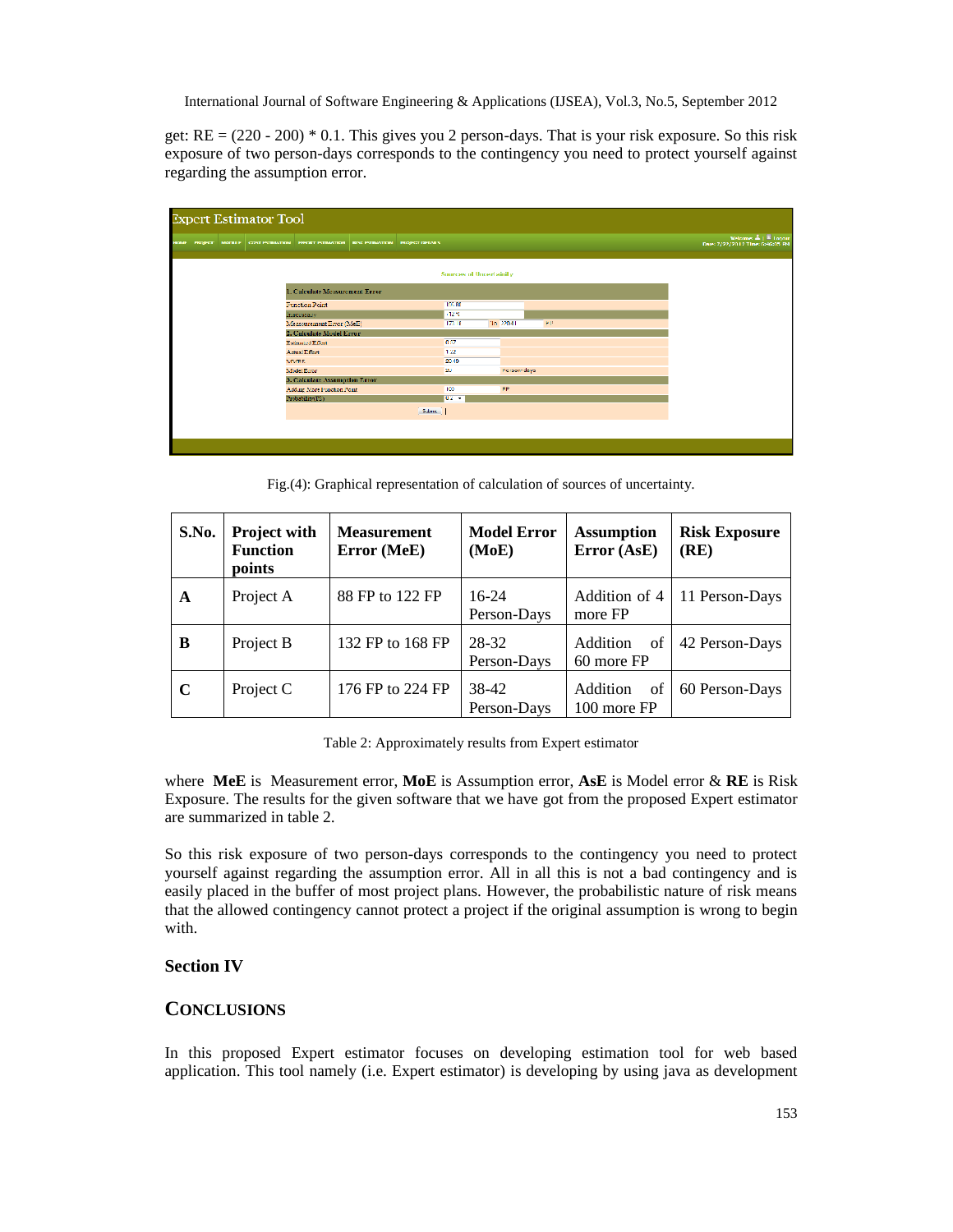get: RE = (220 - 200) * 0.1. This gives you 2 person-days. That is your risk exposure. So this risk exposure of two person-days corresponds to the contingency you need to protect yourself against regarding the assumption error.

Fig.(4): Graphical representation of calculation of sources of uncertainty.

| S.No. | Project with Function points | Measurement Error (MeE) | Model Error (MoE) | Assumption Error (AsE) | Risk Exposure (RE) |
|---|---|---|---|---|---|
| **A** | Project A | 88 FP to 122 FP | 16-24 Person-Days | Addition of 4 more FP | 11 Person-Days |
| **B** | Project B | 132 FP to 168 FP | 28-32 Person-Days | Addition of 60 more FP | 42 Person-Days |
| **C** | Project C | 176 FP to 224 FP | 38-42 Person-Days | Addition of 100 more FP | 60 Person-Days |

Table 2: Approximately results from Expert estimator

where **MeE** is Measurement error, **MoE** is Assumption error, **AsE** is Model error & **RE** is Risk Exposure. The results for the given software that we have got from the proposed Expert estimator are summarized in table 2.

So this risk exposure of two person-days corresponds to the contingency you need to protect yourself against regarding the assumption error. All in all this is not a bad contingency and is easily placed in the buffer of most project plans. However, the probabilistic nature of risk means that the allowed contingency cannot protect a project if the original assumption is wrong to begin with.

## Section IV

## CONCLUSIONS

In this proposed Expert estimator focuses on developing estimation tool for web based application. This tool namely (i.e. Expert estimator) is developing by using java as development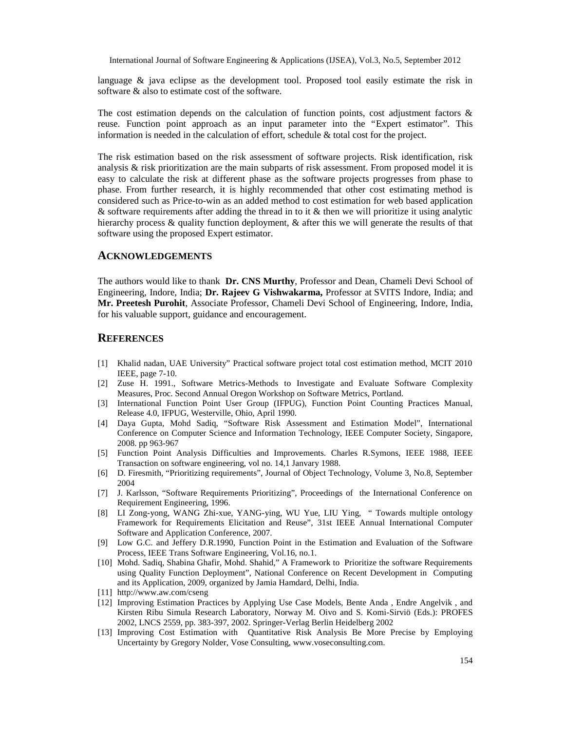language & java eclipse as the development tool. Proposed tool easily estimate the risk in software & also to estimate cost of the software.

The cost estimation depends on the calculation of function points, cost adjustment factors & reuse. Function point approach as an input parameter into the "Expert estimator". This information is needed in the calculation of effort, schedule & total cost for the project.

The risk estimation based on the risk assessment of software projects. Risk identification, risk analysis & risk prioritization are the main subparts of risk assessment. From proposed model it is easy to calculate the risk at different phase as the software projects progresses from phase to phase. From further research, it is highly recommended that other cost estimating method is considered such as Price-to-win as an added method to cost estimation for web based application & software requirements after adding the thread in to it & then we will prioritize it using analytic hierarchy process & quality function deployment, & after this we will generate the results of that software using the proposed Expert estimator.

## ACKNOWLEDGEMENTS

The authors would like to thank **Dr. CNS Murthy**, Professor and Dean, Chameli Devi School of Engineering, Indore, India; **Dr. Rajeev G Vishwakarma,** Professor at SVITS Indore, India; and **Mr. Preetesh Purohit**, Associate Professor, Chameli Devi School of Engineering, Indore, India, for his valuable support, guidance and encouragement.

## REFERENCES

[1] Khalid nadan, UAE University" Practical software project total cost estimation method, MCIT 2010 IEEE, page 7-10.

[2] Zuse H. 1991., Software Metrics-Methods to Investigate and Evaluate Software Complexity Measures, Proc. Second Annual Oregon Workshop on Software Metrics, Portland.

[3] International Function Point User Group (IFPUG), Function Point Counting Practices Manual, Release 4.0, IFPUG, Westerville, Ohio, April 1990.

[4] Daya Gupta, Mohd Sadiq, "Software Risk Assessment and Estimation Model", International Conference on Computer Science and Information Technology, IEEE Computer Society, Singapore, 2008. pp 963-967

[5] Function Point Analysis Difficulties and Improvements. Charles R.Symons, IEEE 1988, IEEE Transaction on software engineering, vol no. 14,1 Janvary 1988.

[6] D. Firesmith, "Prioritizing requirements", Journal of Object Technology, Volume 3, No.8, September 2004

[7] J. Karlsson, "Software Requirements Prioritizing", Proceedings of the International Conference on Requirement Engineering, 1996.

[8] LI Zong-yong, WANG Zhi-xue, YANG-ying, WU Yue, LIU Ying, " Towards multiple ontology Framework for Requirements Elicitation and Reuse", 31st IEEE Annual International Computer Software and Application Conference, 2007.

[9] Low G.C. and Jeffery D.R.1990, Function Point in the Estimation and Evaluation of the Software Process, IEEE Trans Software Engineering, Vol.16, no.1.

[10] Mohd. Sadiq, Shabina Ghafir, Mohd. Shahid," A Framework to Prioritize the software Requirements using Quality Function Deployment", National Conference on Recent Development in Computing and its Application, 2009, organized by Jamia Hamdard, Delhi, India.

[11] http://www.aw.com/cseng

[12] Improving Estimation Practices by Applying Use Case Models, Bente Anda , Endre Angelvik , and Kirsten Ribu Simula Research Laboratory, Norway M. Oivo and S. Komi-Sirviö (Eds.): PROFES 2002, LNCS 2559, pp. 383-397, 2002. Springer-Verlag Berlin Heidelberg 2002

[13] Improving Cost Estimation with Quantitative Risk Analysis Be More Precise by Employing Uncertainty by Gregory Nolder, Vose Consulting, www.voseconsulting.com.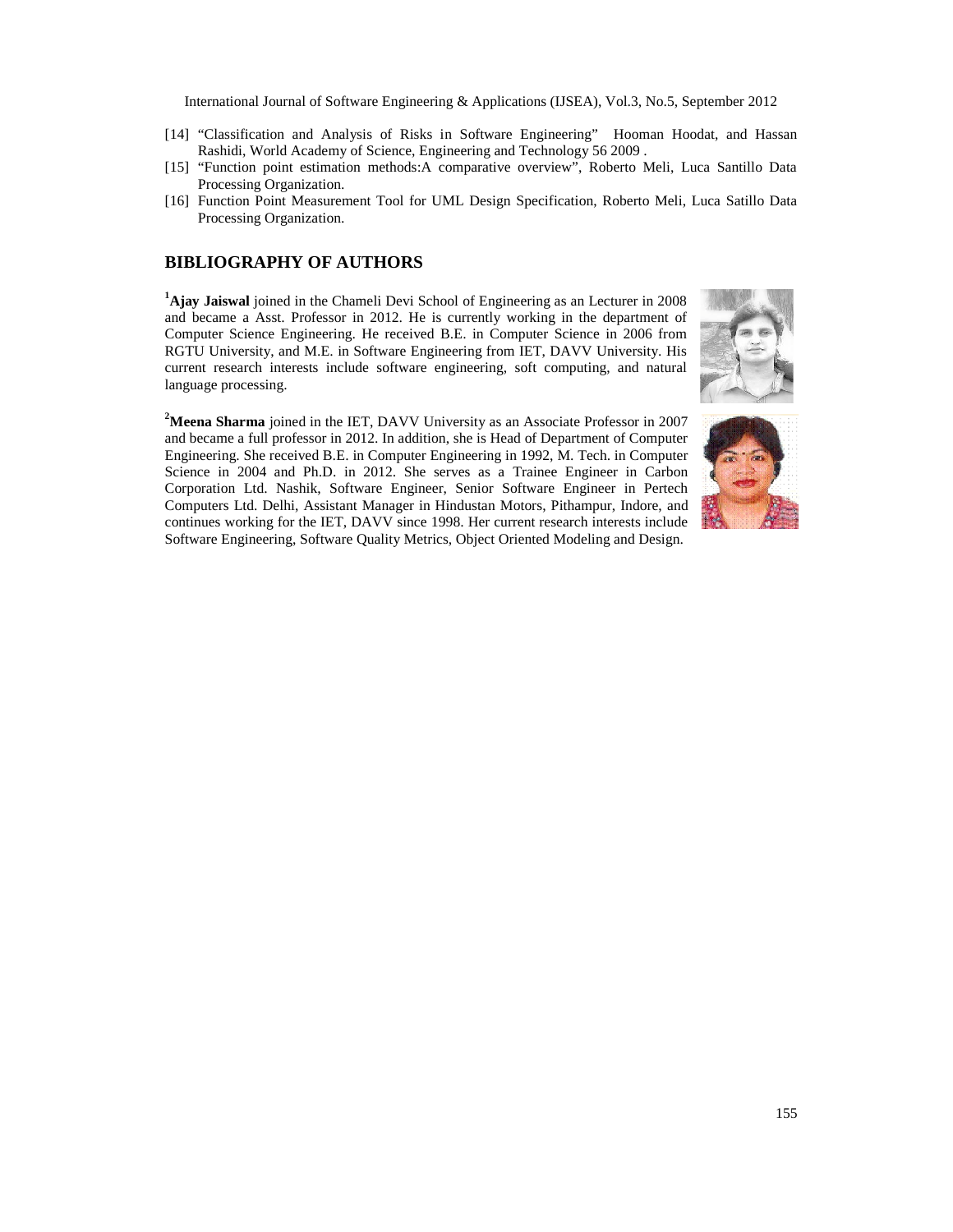[14] "Classification and Analysis of Risks in Software Engineering" Hooman Hoodat, and Hassan Rashidi, World Academy of Science, Engineering and Technology 56 2009 .

[15] "Function point estimation methods:A comparative overview", Roberto Meli, Luca Santillo Data Processing Organization.

[16] Function Point Measurement Tool for UML Design Specification, Roberto Meli, Luca Satillo Data Processing Organization.

## BIBLIOGRAPHY OF AUTHORS

[1]**Ajay Jaiswal** joined in the Chameli Devi School of Engineering as an Lecturer in 2008 and became a Asst. Professor in 2012. He is currently working in the department of Computer Science Engineering. He received B.E. in Computer Science in 2006 from RGTU University, and M.E. in Software Engineering from IET, DAVV University. His current research interests include software engineering, soft computing, and natural language processing.

[2]**Meena Sharma** joined in the IET, DAVV University as an Associate Professor in 2007 and became a full professor in 2012. In addition, she is Head of Department of Computer Engineering. She received B.E. in Computer Engineering in 1992, M. Tech. in Computer Science in 2004 and Ph.D. in 2012. She serves as a Trainee Engineer in Carbon Corporation Ltd. Nashik, Software Engineer, Senior Software Engineer in Pertech Computers Ltd. Delhi, Assistant Manager in Hindustan Motors, Pithampur, Indore, and continues working for the IET, DAVV since 1998. Her current research interests include Software Engineering, Software Quality Metrics, Object Oriented Modeling and Design.